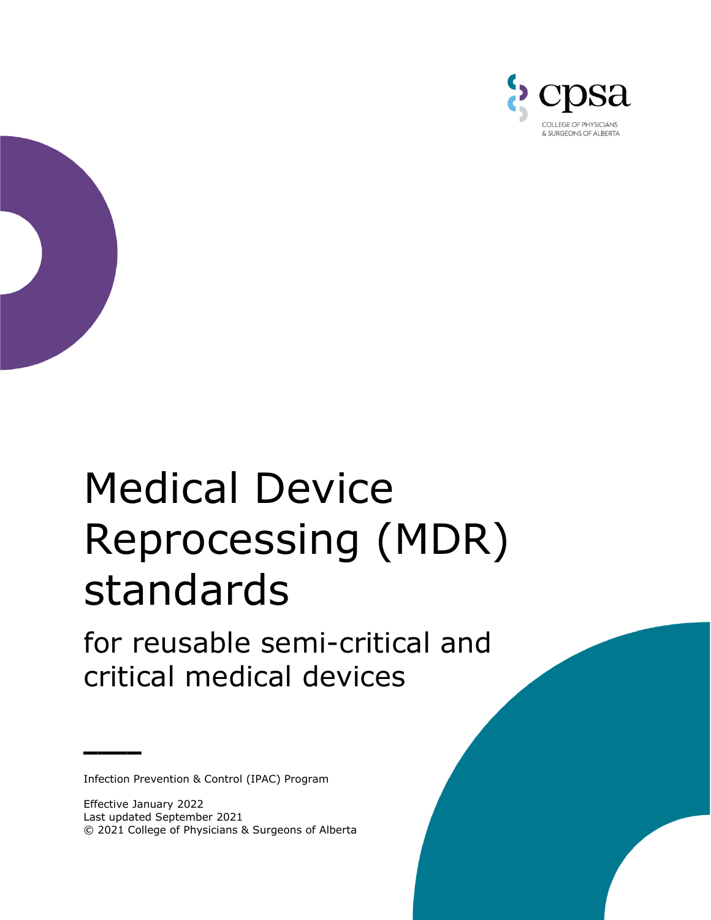cpsa

COLLEGE OF PHYSICIANS
& SURGEONS OF ALBERTA

# Medical Device Reprocessing (MDR) standards

## for reusable semi-critical and critical medical devices

Infection Prevention & Control (IPAC) Program

Effective January 2022
Last updated September 2021
© 2021 College of Physicians & Surgeons of Alberta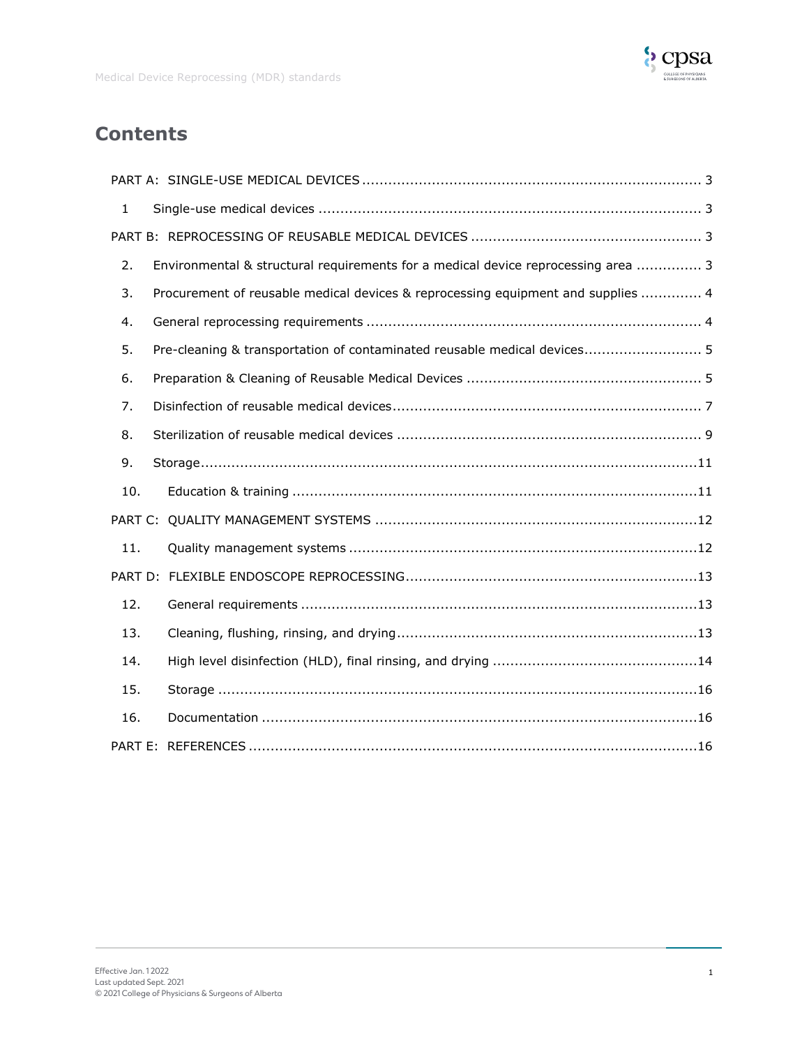# Contents

PART A: SINGLE-USE MEDICAL DEVICES ..... 3

1 Single-use medical devices ..... 3

PART B: REPROCESSING OF REUSABLE MEDICAL DEVICES ..... 3

2. Environmental & structural requirements for a medical device reprocessing area ..... 3

3. Procurement of reusable medical devices & reprocessing equipment and supplies ..... 4

4. General reprocessing requirements ..... 4

5. Pre-cleaning & transportation of contaminated reusable medical devices ..... 5

6. Preparation & Cleaning of Reusable Medical Devices ..... 5

7. Disinfection of reusable medical devices ..... 7

8. Sterilization of reusable medical devices ..... 9

9. Storage ..... 11

10. Education & training ..... 11

PART C: QUALITY MANAGEMENT SYSTEMS ..... 12

11. Quality management systems ..... 12

PART D: FLEXIBLE ENDOSCOPE REPROCESSING ..... 13

12. General requirements ..... 13

13. Cleaning, flushing, rinsing, and drying ..... 13

14. High level disinfection (HLD), final rinsing, and drying ..... 14

15. Storage ..... 16

16. Documentation ..... 16

PART E: REFERENCES ..... 16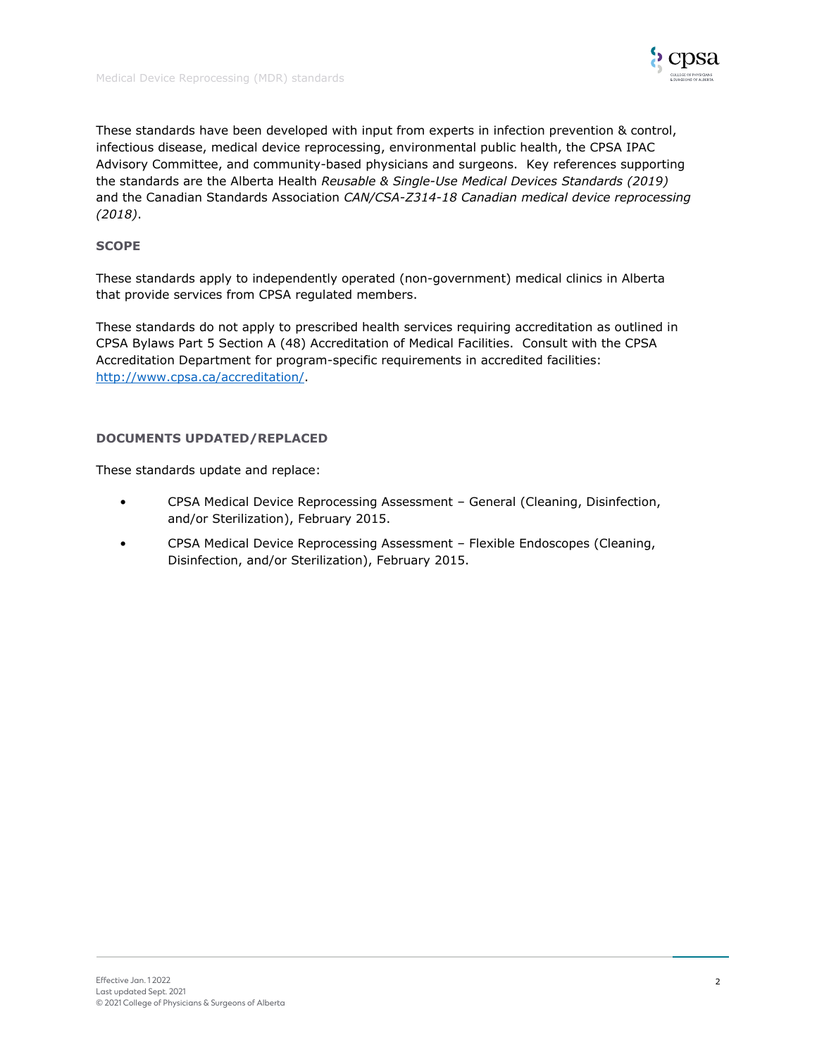These standards have been developed with input from experts in infection prevention & control, infectious disease, medical device reprocessing, environmental public health, the CPSA IPAC Advisory Committee, and community-based physicians and surgeons. Key references supporting the standards are the Alberta Health *Reusable & Single-Use Medical Devices Standards (2019)* and the Canadian Standards Association *CAN/CSA-Z314-18 Canadian medical device reprocessing (2018)*.

## SCOPE

These standards apply to independently operated (non-government) medical clinics in Alberta that provide services from CPSA regulated members.

These standards do not apply to prescribed health services requiring accreditation as outlined in CPSA Bylaws Part 5 Section A (48) Accreditation of Medical Facilities. Consult with the CPSA Accreditation Department for program-specific requirements in accredited facilities: [http://www.cpsa.ca/accreditation/](http://www.cpsa.ca/accreditation/).

## DOCUMENTS UPDATED/REPLACED

These standards update and replace:

- CPSA Medical Device Reprocessing Assessment – General (Cleaning, Disinfection, and/or Sterilization), February 2015.
- CPSA Medical Device Reprocessing Assessment – Flexible Endoscopes (Cleaning, Disinfection, and/or Sterilization), February 2015.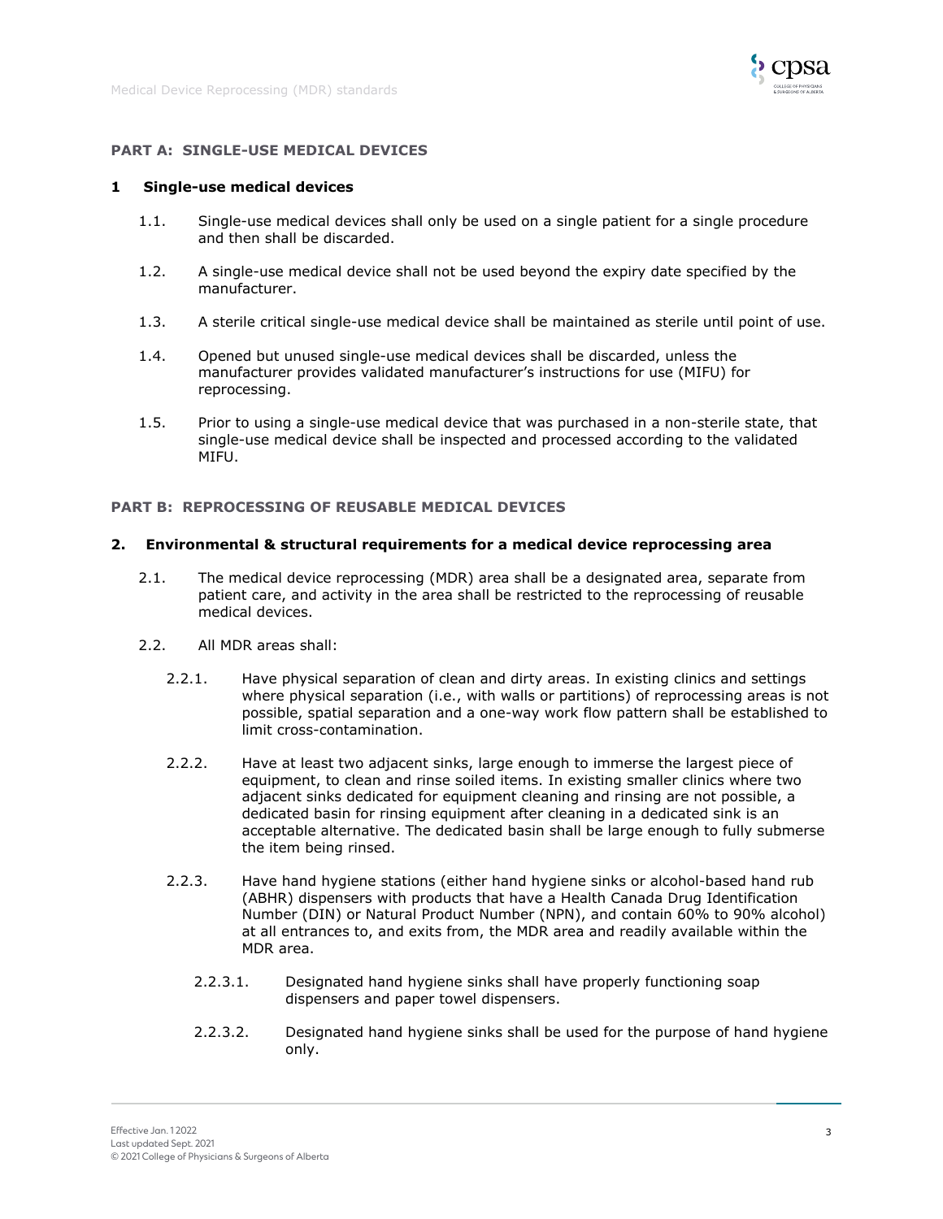## PART A: SINGLE-USE MEDICAL DEVICES

### 1 Single-use medical devices

1.1. Single-use medical devices shall only be used on a single patient for a single procedure and then shall be discarded.

1.2. A single-use medical device shall not be used beyond the expiry date specified by the manufacturer.

1.3. A sterile critical single-use medical device shall be maintained as sterile until point of use.

1.4. Opened but unused single-use medical devices shall be discarded, unless the manufacturer provides validated manufacturer's instructions for use (MIFU) for reprocessing.

1.5. Prior to using a single-use medical device that was purchased in a non-sterile state, that single-use medical device shall be inspected and processed according to the validated MIFU.

## PART B: REPROCESSING OF REUSABLE MEDICAL DEVICES

### 2. Environmental & structural requirements for a medical device reprocessing area

2.1. The medical device reprocessing (MDR) area shall be a designated area, separate from patient care, and activity in the area shall be restricted to the reprocessing of reusable medical devices.

2.2. All MDR areas shall:

2.2.1. Have physical separation of clean and dirty areas. In existing clinics and settings where physical separation (i.e., with walls or partitions) of reprocessing areas is not possible, spatial separation and a one-way work flow pattern shall be established to limit cross-contamination.

2.2.2. Have at least two adjacent sinks, large enough to immerse the largest piece of equipment, to clean and rinse soiled items. In existing smaller clinics where two adjacent sinks dedicated for equipment cleaning and rinsing are not possible, a dedicated basin for rinsing equipment after cleaning in a dedicated sink is an acceptable alternative. The dedicated basin shall be large enough to fully submerse the item being rinsed.

2.2.3. Have hand hygiene stations (either hand hygiene sinks or alcohol-based hand rub (ABHR) dispensers with products that have a Health Canada Drug Identification Number (DIN) or Natural Product Number (NPN), and contain 60% to 90% alcohol) at all entrances to, and exits from, the MDR area and readily available within the MDR area.

2.2.3.1. Designated hand hygiene sinks shall have properly functioning soap dispensers and paper towel dispensers.

2.2.3.2. Designated hand hygiene sinks shall be used for the purpose of hand hygiene only.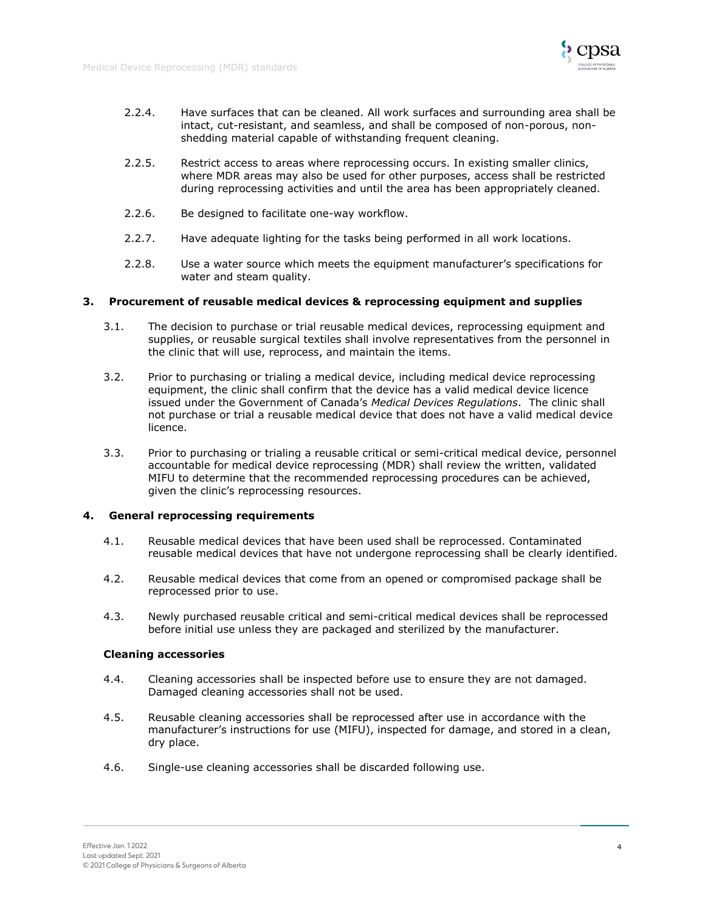2.2.4. Have surfaces that can be cleaned. All work surfaces and surrounding area shall be intact, cut-resistant, and seamless, and shall be composed of non-porous, non-shedding material capable of withstanding frequent cleaning.

2.2.5. Restrict access to areas where reprocessing occurs. In existing smaller clinics, where MDR areas may also be used for other purposes, access shall be restricted during reprocessing activities and until the area has been appropriately cleaned.

2.2.6. Be designed to facilitate one-way workflow.

2.2.7. Have adequate lighting for the tasks being performed in all work locations.

2.2.8. Use a water source which meets the equipment manufacturer's specifications for water and steam quality.

## 3. Procurement of reusable medical devices & reprocessing equipment and supplies

3.1. The decision to purchase or trial reusable medical devices, reprocessing equipment and supplies, or reusable surgical textiles shall involve representatives from the personnel in the clinic that will use, reprocess, and maintain the items.

3.2. Prior to purchasing or trialing a medical device, including medical device reprocessing equipment, the clinic shall confirm that the device has a valid medical device licence issued under the Government of Canada's *Medical Devices Regulations*. The clinic shall not purchase or trial a reusable medical device that does not have a valid medical device licence.

3.3. Prior to purchasing or trialing a reusable critical or semi-critical medical device, personnel accountable for medical device reprocessing (MDR) shall review the written, validated MIFU to determine that the recommended reprocessing procedures can be achieved, given the clinic's reprocessing resources.

## 4. General reprocessing requirements

4.1. Reusable medical devices that have been used shall be reprocessed. Contaminated reusable medical devices that have not undergone reprocessing shall be clearly identified.

4.2. Reusable medical devices that come from an opened or compromised package shall be reprocessed prior to use.

4.3. Newly purchased reusable critical and semi-critical medical devices shall be reprocessed before initial use unless they are packaged and sterilized by the manufacturer.

### Cleaning accessories

4.4. Cleaning accessories shall be inspected before use to ensure they are not damaged. Damaged cleaning accessories shall not be used.

4.5. Reusable cleaning accessories shall be reprocessed after use in accordance with the manufacturer's instructions for use (MIFU), inspected for damage, and stored in a clean, dry place.

4.6. Single-use cleaning accessories shall be discarded following use.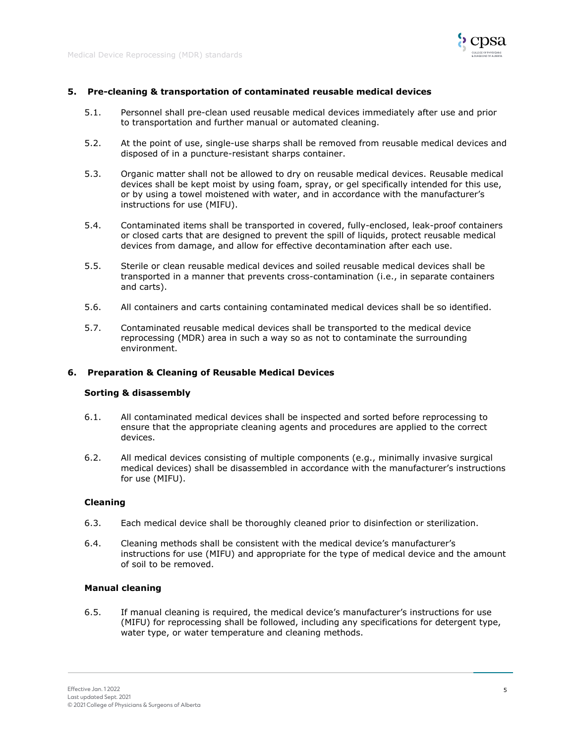## 5. Pre-cleaning & transportation of contaminated reusable medical devices

5.1. Personnel shall pre-clean used reusable medical devices immediately after use and prior to transportation and further manual or automated cleaning.

5.2. At the point of use, single-use sharps shall be removed from reusable medical devices and disposed of in a puncture-resistant sharps container.

5.3. Organic matter shall not be allowed to dry on reusable medical devices. Reusable medical devices shall be kept moist by using foam, spray, or gel specifically intended for this use, or by using a towel moistened with water, and in accordance with the manufacturer's instructions for use (MIFU).

5.4. Contaminated items shall be transported in covered, fully-enclosed, leak-proof containers or closed carts that are designed to prevent the spill of liquids, protect reusable medical devices from damage, and allow for effective decontamination after each use.

5.5. Sterile or clean reusable medical devices and soiled reusable medical devices shall be transported in a manner that prevents cross-contamination (i.e., in separate containers and carts).

5.6. All containers and carts containing contaminated medical devices shall be so identified.

5.7. Contaminated reusable medical devices shall be transported to the medical device reprocessing (MDR) area in such a way so as not to contaminate the surrounding environment.

## 6. Preparation & Cleaning of Reusable Medical Devices

### Sorting & disassembly

6.1. All contaminated medical devices shall be inspected and sorted before reprocessing to ensure that the appropriate cleaning agents and procedures are applied to the correct devices.

6.2. All medical devices consisting of multiple components (e.g., minimally invasive surgical medical devices) shall be disassembled in accordance with the manufacturer's instructions for use (MIFU).

### Cleaning

6.3. Each medical device shall be thoroughly cleaned prior to disinfection or sterilization.

6.4. Cleaning methods shall be consistent with the medical device's manufacturer's instructions for use (MIFU) and appropriate for the type of medical device and the amount of soil to be removed.

### Manual cleaning

6.5. If manual cleaning is required, the medical device's manufacturer's instructions for use (MIFU) for reprocessing shall be followed, including any specifications for detergent type, water type, or water temperature and cleaning methods.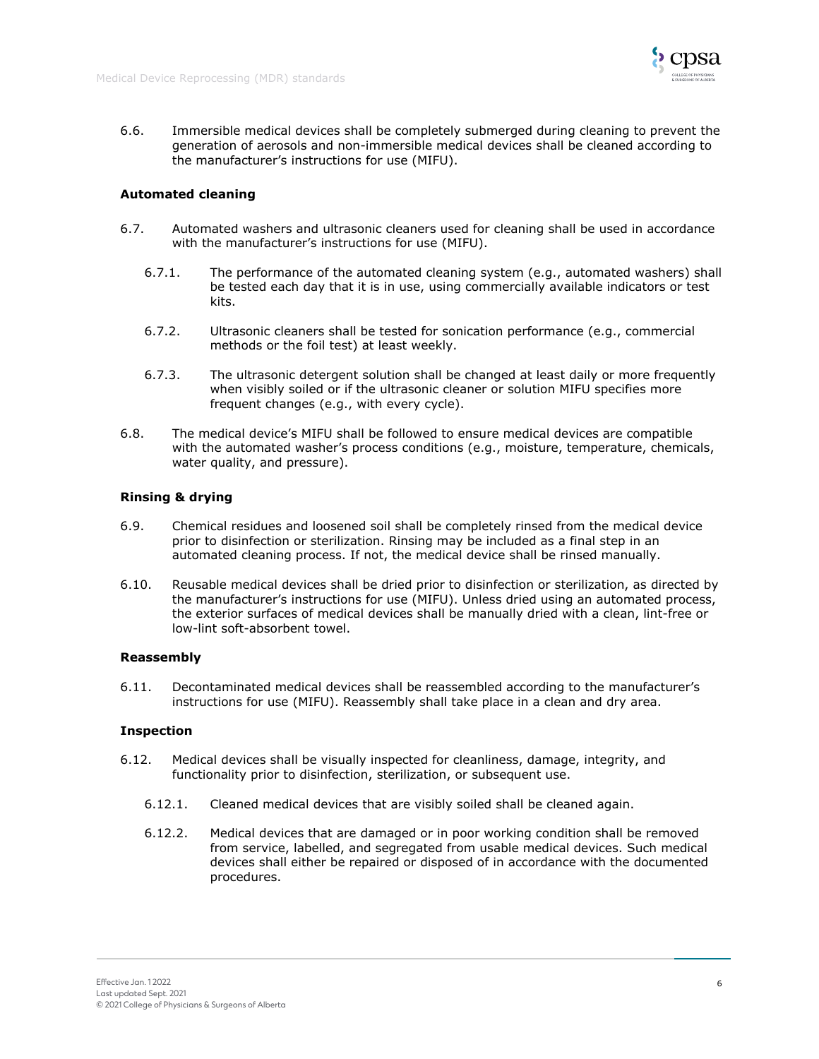6.6. Immersible medical devices shall be completely submerged during cleaning to prevent the generation of aerosols and non-immersible medical devices shall be cleaned according to the manufacturer's instructions for use (MIFU).

### Automated cleaning

6.7. Automated washers and ultrasonic cleaners used for cleaning shall be used in accordance with the manufacturer's instructions for use (MIFU).

6.7.1. The performance of the automated cleaning system (e.g., automated washers) shall be tested each day that it is in use, using commercially available indicators or test kits.

6.7.2. Ultrasonic cleaners shall be tested for sonication performance (e.g., commercial methods or the foil test) at least weekly.

6.7.3. The ultrasonic detergent solution shall be changed at least daily or more frequently when visibly soiled or if the ultrasonic cleaner or solution MIFU specifies more frequent changes (e.g., with every cycle).

6.8. The medical device's MIFU shall be followed to ensure medical devices are compatible with the automated washer's process conditions (e.g., moisture, temperature, chemicals, water quality, and pressure).

### Rinsing & drying

6.9. Chemical residues and loosened soil shall be completely rinsed from the medical device prior to disinfection or sterilization. Rinsing may be included as a final step in an automated cleaning process. If not, the medical device shall be rinsed manually.

6.10. Reusable medical devices shall be dried prior to disinfection or sterilization, as directed by the manufacturer's instructions for use (MIFU). Unless dried using an automated process, the exterior surfaces of medical devices shall be manually dried with a clean, lint-free or low-lint soft-absorbent towel.

### Reassembly

6.11. Decontaminated medical devices shall be reassembled according to the manufacturer's instructions for use (MIFU). Reassembly shall take place in a clean and dry area.

### Inspection

6.12. Medical devices shall be visually inspected for cleanliness, damage, integrity, and functionality prior to disinfection, sterilization, or subsequent use.

6.12.1. Cleaned medical devices that are visibly soiled shall be cleaned again.

6.12.2. Medical devices that are damaged or in poor working condition shall be removed from service, labelled, and segregated from usable medical devices. Such medical devices shall either be repaired or disposed of in accordance with the documented procedures.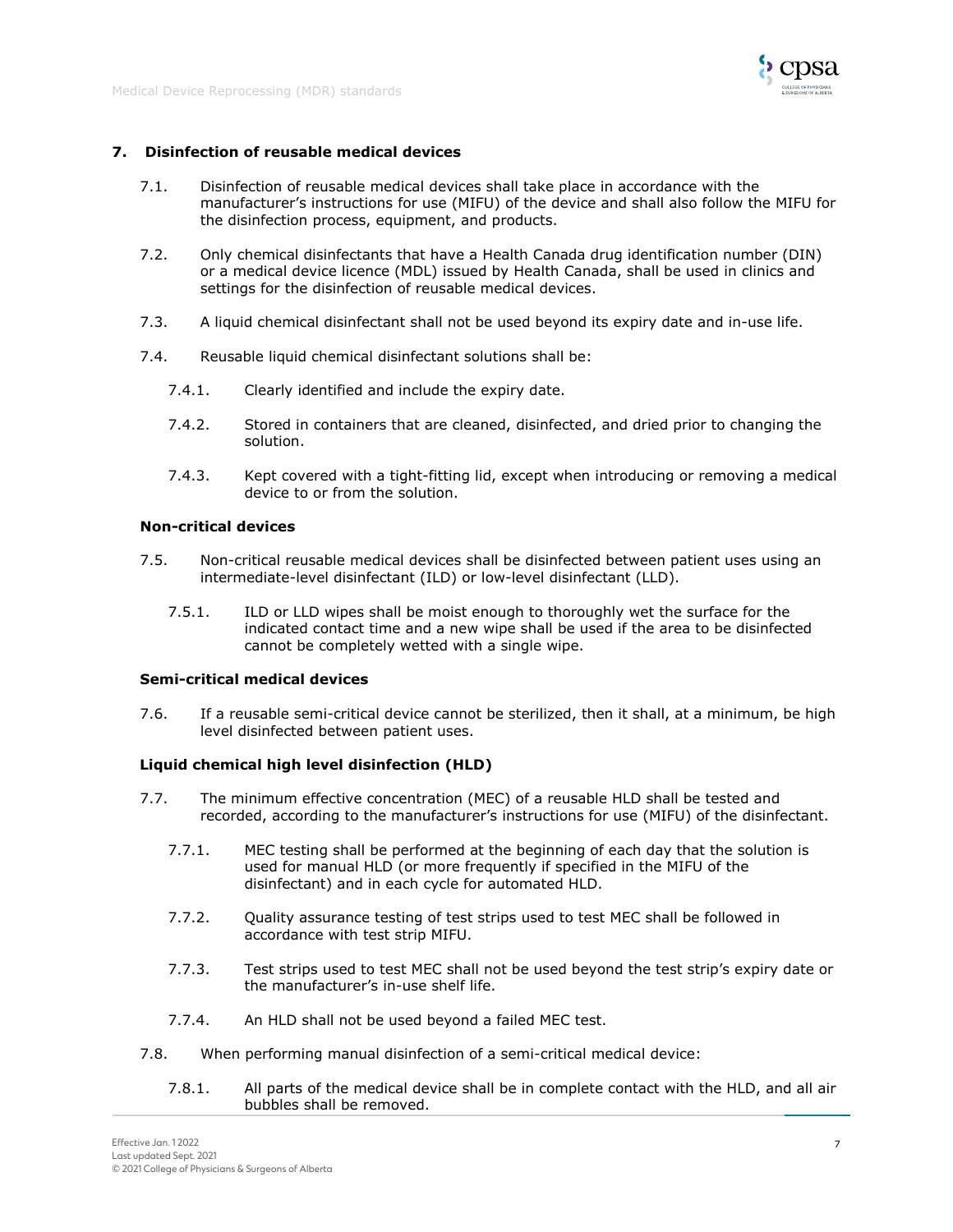## 7. Disinfection of reusable medical devices

7.1. Disinfection of reusable medical devices shall take place in accordance with the manufacturer's instructions for use (MIFU) of the device and shall also follow the MIFU for the disinfection process, equipment, and products.

7.2. Only chemical disinfectants that have a Health Canada drug identification number (DIN) or a medical device licence (MDL) issued by Health Canada, shall be used in clinics and settings for the disinfection of reusable medical devices.

7.3. A liquid chemical disinfectant shall not be used beyond its expiry date and in-use life.

7.4. Reusable liquid chemical disinfectant solutions shall be:

- 7.4.1. Clearly identified and include the expiry date.
- 7.4.2. Stored in containers that are cleaned, disinfected, and dried prior to changing the solution.
- 7.4.3. Kept covered with a tight-fitting lid, except when introducing or removing a medical device to or from the solution.

### Non-critical devices

7.5. Non-critical reusable medical devices shall be disinfected between patient uses using an intermediate-level disinfectant (ILD) or low-level disinfectant (LLD).

- 7.5.1. ILD or LLD wipes shall be moist enough to thoroughly wet the surface for the indicated contact time and a new wipe shall be used if the area to be disinfected cannot be completely wetted with a single wipe.

### Semi-critical medical devices

7.6. If a reusable semi-critical device cannot be sterilized, then it shall, at a minimum, be high level disinfected between patient uses.

### Liquid chemical high level disinfection (HLD)

7.7. The minimum effective concentration (MEC) of a reusable HLD shall be tested and recorded, according to the manufacturer's instructions for use (MIFU) of the disinfectant.

- 7.7.1. MEC testing shall be performed at the beginning of each day that the solution is used for manual HLD (or more frequently if specified in the MIFU of the disinfectant) and in each cycle for automated HLD.
- 7.7.2. Quality assurance testing of test strips used to test MEC shall be followed in accordance with test strip MIFU.
- 7.7.3. Test strips used to test MEC shall not be used beyond the test strip's expiry date or the manufacturer's in-use shelf life.
- 7.7.4. An HLD shall not be used beyond a failed MEC test.

7.8. When performing manual disinfection of a semi-critical medical device:

- 7.8.1. All parts of the medical device shall be in complete contact with the HLD, and all air bubbles shall be removed.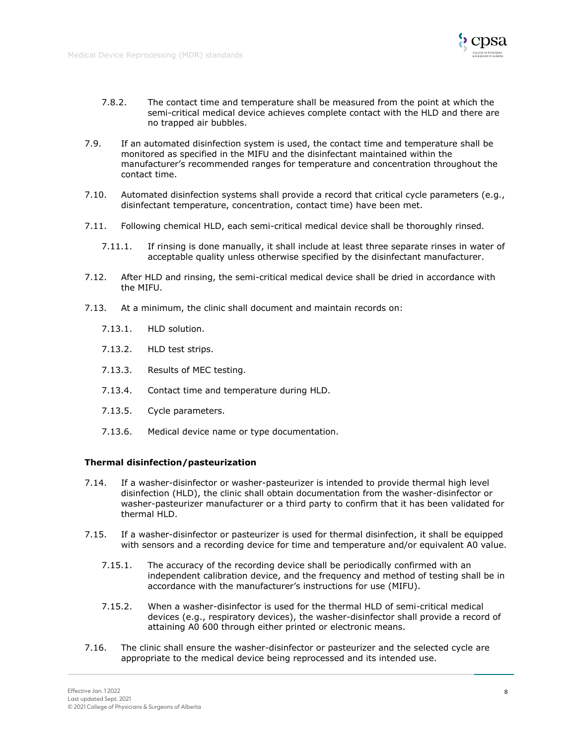7.8.2. The contact time and temperature shall be measured from the point at which the semi-critical medical device achieves complete contact with the HLD and there are no trapped air bubbles.

7.9. If an automated disinfection system is used, the contact time and temperature shall be monitored as specified in the MIFU and the disinfectant maintained within the manufacturer's recommended ranges for temperature and concentration throughout the contact time.

7.10. Automated disinfection systems shall provide a record that critical cycle parameters (e.g., disinfectant temperature, concentration, contact time) have been met.

7.11. Following chemical HLD, each semi-critical medical device shall be thoroughly rinsed.

7.11.1. If rinsing is done manually, it shall include at least three separate rinses in water of acceptable quality unless otherwise specified by the disinfectant manufacturer.

7.12. After HLD and rinsing, the semi-critical medical device shall be dried in accordance with the MIFU.

7.13. At a minimum, the clinic shall document and maintain records on:

7.13.1. HLD solution.

7.13.2. HLD test strips.

7.13.3. Results of MEC testing.

7.13.4. Contact time and temperature during HLD.

7.13.5. Cycle parameters.

7.13.6. Medical device name or type documentation.

**Thermal disinfection/pasteurization**

7.14. If a washer-disinfector or washer-pasteurizer is intended to provide thermal high level disinfection (HLD), the clinic shall obtain documentation from the washer-disinfector or washer-pasteurizer manufacturer or a third party to confirm that it has been validated for thermal HLD.

7.15. If a washer-disinfector or pasteurizer is used for thermal disinfection, it shall be equipped with sensors and a recording device for time and temperature and/or equivalent A0 value.

7.15.1. The accuracy of the recording device shall be periodically confirmed with an independent calibration device, and the frequency and method of testing shall be in accordance with the manufacturer's instructions for use (MIFU).

7.15.2. When a washer-disinfector is used for the thermal HLD of semi-critical medical devices (e.g., respiratory devices), the washer-disinfector shall provide a record of attaining A0 600 through either printed or electronic means.

7.16. The clinic shall ensure the washer-disinfector or pasteurizer and the selected cycle are appropriate to the medical device being reprocessed and its intended use.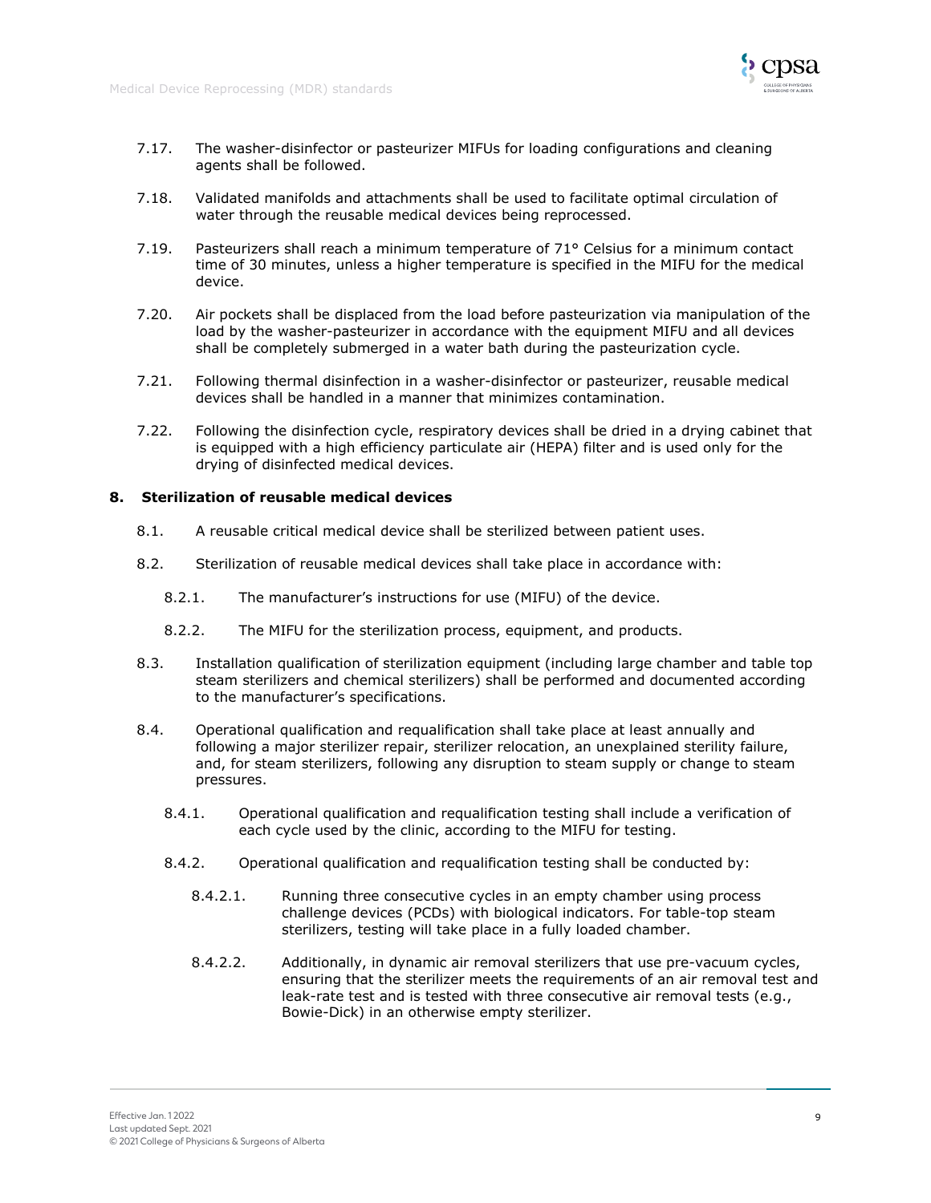7.17. The washer-disinfector or pasteurizer MIFUs for loading configurations and cleaning agents shall be followed.

7.18. Validated manifolds and attachments shall be used to facilitate optimal circulation of water through the reusable medical devices being reprocessed.

7.19. Pasteurizers shall reach a minimum temperature of 71° Celsius for a minimum contact time of 30 minutes, unless a higher temperature is specified in the MIFU for the medical device.

7.20. Air pockets shall be displaced from the load before pasteurization via manipulation of the load by the washer-pasteurizer in accordance with the equipment MIFU and all devices shall be completely submerged in a water bath during the pasteurization cycle.

7.21. Following thermal disinfection in a washer-disinfector or pasteurizer, reusable medical devices shall be handled in a manner that minimizes contamination.

7.22. Following the disinfection cycle, respiratory devices shall be dried in a drying cabinet that is equipped with a high efficiency particulate air (HEPA) filter and is used only for the drying of disinfected medical devices.

## 8. Sterilization of reusable medical devices

8.1. A reusable critical medical device shall be sterilized between patient uses.

8.2. Sterilization of reusable medical devices shall take place in accordance with:

- 8.2.1. The manufacturer's instructions for use (MIFU) of the device.
- 8.2.2. The MIFU for the sterilization process, equipment, and products.

8.3. Installation qualification of sterilization equipment (including large chamber and table top steam sterilizers and chemical sterilizers) shall be performed and documented according to the manufacturer's specifications.

8.4. Operational qualification and requalification shall take place at least annually and following a major sterilizer repair, sterilizer relocation, an unexplained sterility failure, and, for steam sterilizers, following any disruption to steam supply or change to steam pressures.

- 8.4.1. Operational qualification and requalification testing shall include a verification of each cycle used by the clinic, according to the MIFU for testing.
- 8.4.2. Operational qualification and requalification testing shall be conducted by:
  - 8.4.2.1. Running three consecutive cycles in an empty chamber using process challenge devices (PCDs) with biological indicators. For table-top steam sterilizers, testing will take place in a fully loaded chamber.
  - 8.4.2.2. Additionally, in dynamic air removal sterilizers that use pre-vacuum cycles, ensuring that the sterilizer meets the requirements of an air removal test and leak-rate test and is tested with three consecutive air removal tests (e.g., Bowie-Dick) in an otherwise empty sterilizer.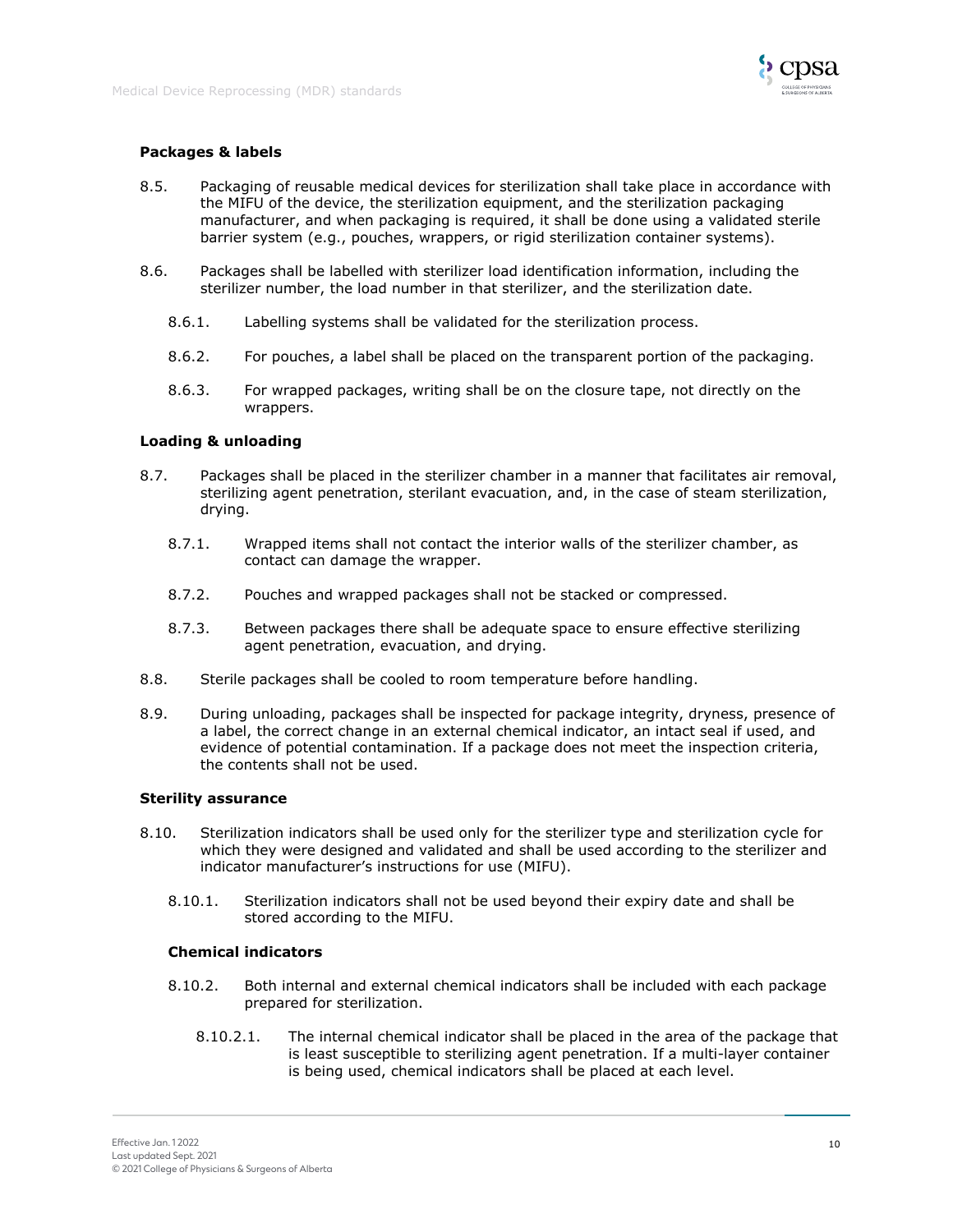### Packages & labels

8.5. Packaging of reusable medical devices for sterilization shall take place in accordance with the MIFU of the device, the sterilization equipment, and the sterilization packaging manufacturer, and when packaging is required, it shall be done using a validated sterile barrier system (e.g., pouches, wrappers, or rigid sterilization container systems).

8.6. Packages shall be labelled with sterilizer load identification information, including the sterilizer number, the load number in that sterilizer, and the sterilization date.

- 8.6.1. Labelling systems shall be validated for the sterilization process.
- 8.6.2. For pouches, a label shall be placed on the transparent portion of the packaging.
- 8.6.3. For wrapped packages, writing shall be on the closure tape, not directly on the wrappers.

### Loading & unloading

8.7. Packages shall be placed in the sterilizer chamber in a manner that facilitates air removal, sterilizing agent penetration, sterilant evacuation, and, in the case of steam sterilization, drying.

- 8.7.1. Wrapped items shall not contact the interior walls of the sterilizer chamber, as contact can damage the wrapper.
- 8.7.2. Pouches and wrapped packages shall not be stacked or compressed.
- 8.7.3. Between packages there shall be adequate space to ensure effective sterilizing agent penetration, evacuation, and drying.

8.8. Sterile packages shall be cooled to room temperature before handling.

8.9. During unloading, packages shall be inspected for package integrity, dryness, presence of a label, the correct change in an external chemical indicator, an intact seal if used, and evidence of potential contamination. If a package does not meet the inspection criteria, the contents shall not be used.

### Sterility assurance

8.10. Sterilization indicators shall be used only for the sterilizer type and sterilization cycle for which they were designed and validated and shall be used according to the sterilizer and indicator manufacturer's instructions for use (MIFU).

- 8.10.1. Sterilization indicators shall not be used beyond their expiry date and shall be stored according to the MIFU.

#### Chemical indicators

- 8.10.2. Both internal and external chemical indicators shall be included with each package prepared for sterilization.
  - 8.10.2.1. The internal chemical indicator shall be placed in the area of the package that is least susceptible to sterilizing agent penetration. If a multi-layer container is being used, chemical indicators shall be placed at each level.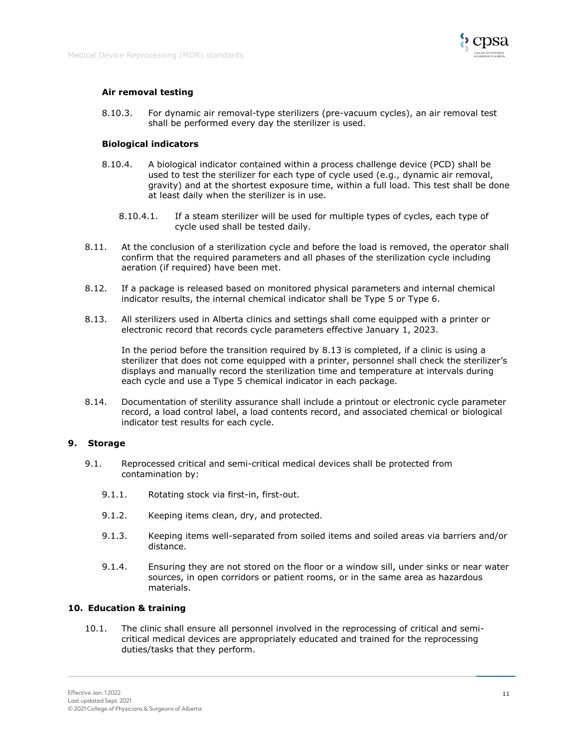**Air removal testing**

8.10.3. For dynamic air removal-type sterilizers (pre-vacuum cycles), an air removal test shall be performed every day the sterilizer is used.

**Biological indicators**

8.10.4. A biological indicator contained within a process challenge device (PCD) shall be used to test the sterilizer for each type of cycle used (e.g., dynamic air removal, gravity) and at the shortest exposure time, within a full load. This test shall be done at least daily when the sterilizer is in use.

8.10.4.1. If a steam sterilizer will be used for multiple types of cycles, each type of cycle used shall be tested daily.

8.11. At the conclusion of a sterilization cycle and before the load is removed, the operator shall confirm that the required parameters and all phases of the sterilization cycle including aeration (if required) have been met.

8.12. If a package is released based on monitored physical parameters and internal chemical indicator results, the internal chemical indicator shall be Type 5 or Type 6.

8.13. All sterilizers used in Alberta clinics and settings shall come equipped with a printer or electronic record that records cycle parameters effective January 1, 2023.

In the period before the transition required by 8.13 is completed, if a clinic is using a sterilizer that does not come equipped with a printer, personnel shall check the sterilizer's displays and manually record the sterilization time and temperature at intervals during each cycle and use a Type 5 chemical indicator in each package.

8.14. Documentation of sterility assurance shall include a printout or electronic cycle parameter record, a load control label, a load contents record, and associated chemical or biological indicator test results for each cycle.

## 9. Storage

9.1. Reprocessed critical and semi-critical medical devices shall be protected from contamination by:

9.1.1. Rotating stock via first-in, first-out.

9.1.2. Keeping items clean, dry, and protected.

9.1.3. Keeping items well-separated from soiled items and soiled areas via barriers and/or distance.

9.1.4. Ensuring they are not stored on the floor or a window sill, under sinks or near water sources, in open corridors or patient rooms, or in the same area as hazardous materials.

## 10. Education & training

10.1. The clinic shall ensure all personnel involved in the reprocessing of critical and semi-critical medical devices are appropriately educated and trained for the reprocessing duties/tasks that they perform.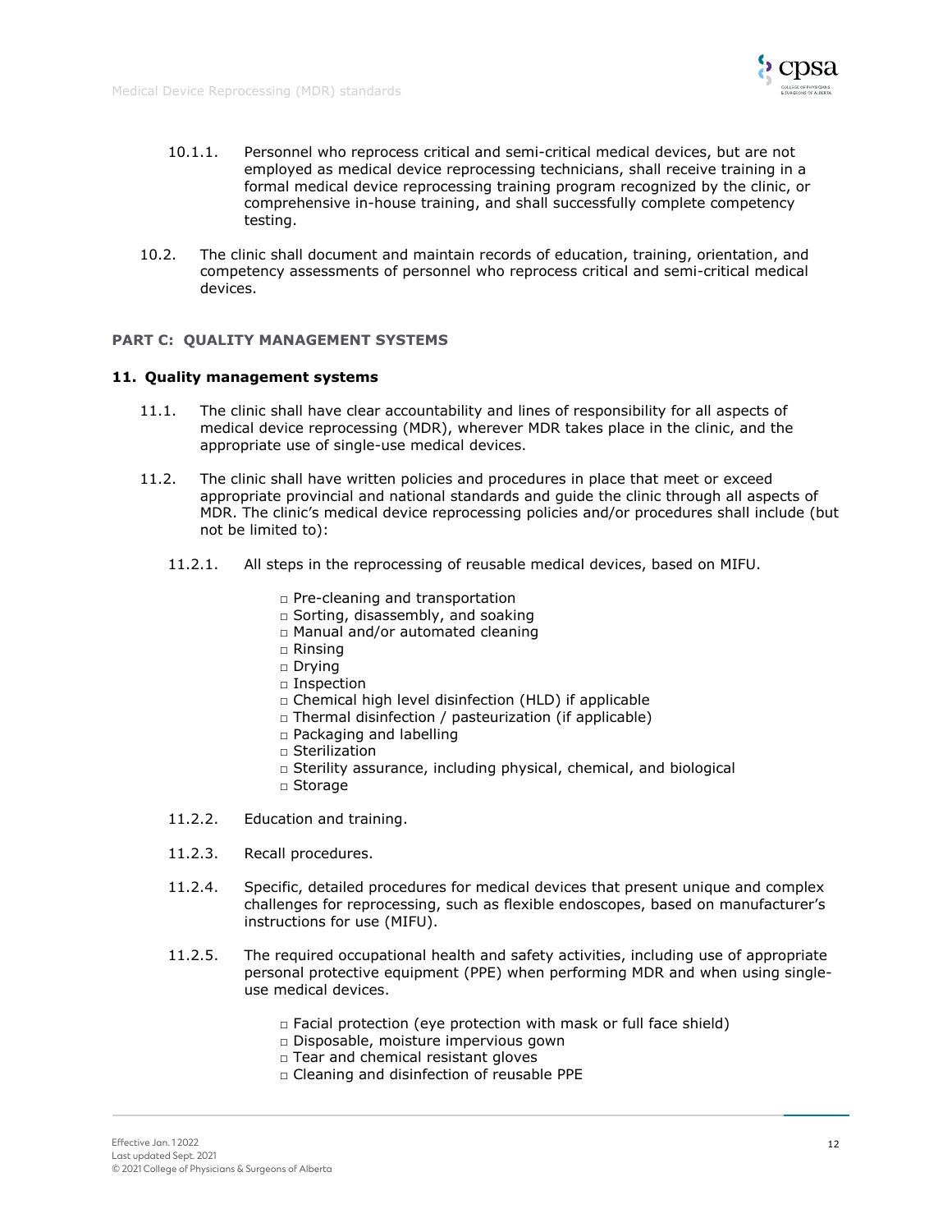10.1.1. Personnel who reprocess critical and semi-critical medical devices, but are not employed as medical device reprocessing technicians, shall receive training in a formal medical device reprocessing training program recognized by the clinic, or comprehensive in-house training, and shall successfully complete competency testing.

10.2. The clinic shall document and maintain records of education, training, orientation, and competency assessments of personnel who reprocess critical and semi-critical medical devices.

## PART C: QUALITY MANAGEMENT SYSTEMS

### 11. Quality management systems

11.1. The clinic shall have clear accountability and lines of responsibility for all aspects of medical device reprocessing (MDR), wherever MDR takes place in the clinic, and the appropriate use of single-use medical devices.

11.2. The clinic shall have written policies and procedures in place that meet or exceed appropriate provincial and national standards and guide the clinic through all aspects of MDR. The clinic's medical device reprocessing policies and/or procedures shall include (but not be limited to):

11.2.1. All steps in the reprocessing of reusable medical devices, based on MIFU.

- □ Pre-cleaning and transportation
- □ Sorting, disassembly, and soaking
- □ Manual and/or automated cleaning
- □ Rinsing
- □ Drying
- □ Inspection
- □ Chemical high level disinfection (HLD) if applicable
- □ Thermal disinfection / pasteurization (if applicable)
- □ Packaging and labelling
- □ Sterilization
- □ Sterility assurance, including physical, chemical, and biological
- □ Storage

11.2.2. Education and training.

11.2.3. Recall procedures.

11.2.4. Specific, detailed procedures for medical devices that present unique and complex challenges for reprocessing, such as flexible endoscopes, based on manufacturer's instructions for use (MIFU).

11.2.5. The required occupational health and safety activities, including use of appropriate personal protective equipment (PPE) when performing MDR and when using single-use medical devices.

- □ Facial protection (eye protection with mask or full face shield)
- □ Disposable, moisture impervious gown
- □ Tear and chemical resistant gloves
- □ Cleaning and disinfection of reusable PPE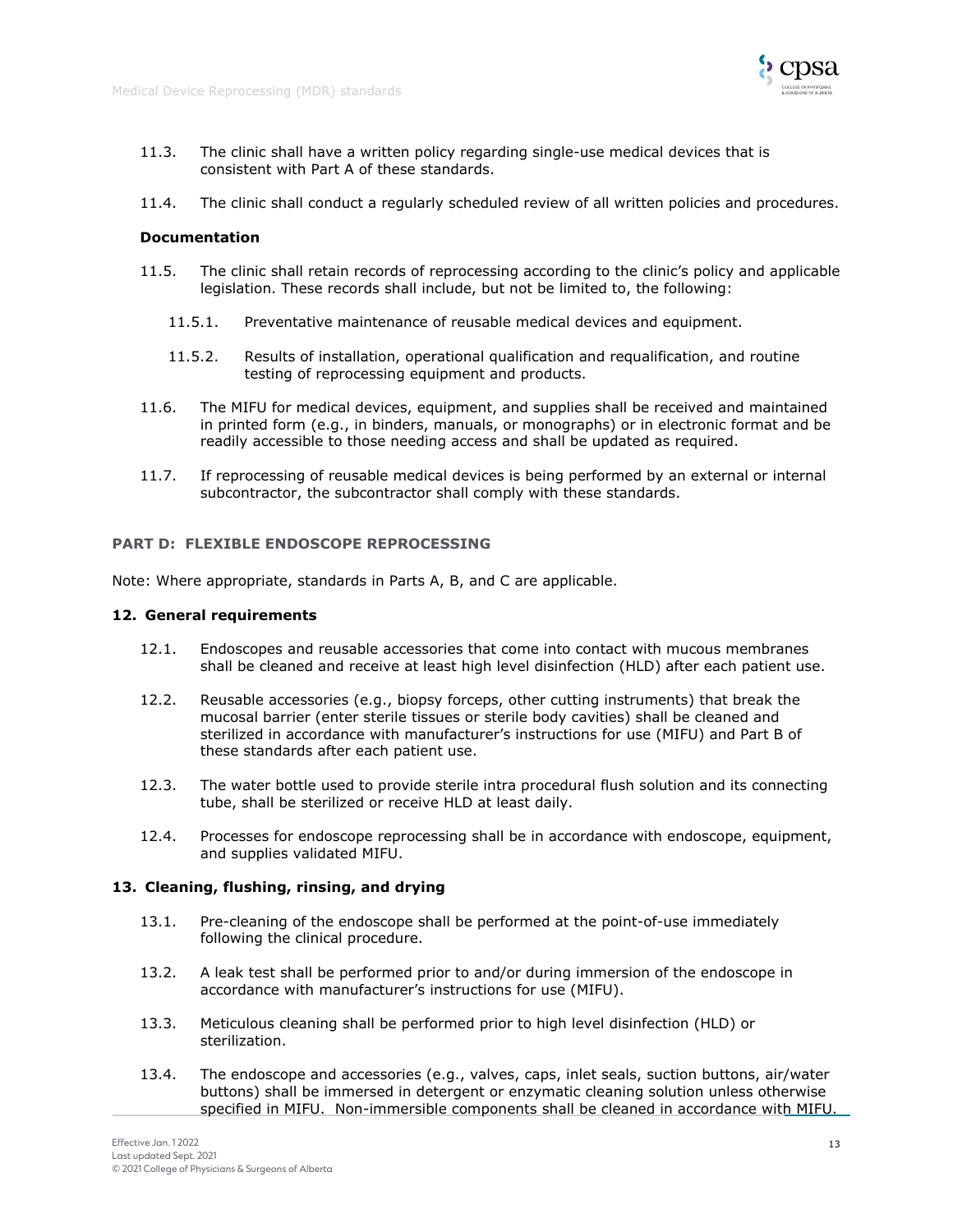11.3. The clinic shall have a written policy regarding single-use medical devices that is consistent with Part A of these standards.

11.4. The clinic shall conduct a regularly scheduled review of all written policies and procedures.

**Documentation**

11.5. The clinic shall retain records of reprocessing according to the clinic's policy and applicable legislation. These records shall include, but not be limited to, the following:

11.5.1. Preventative maintenance of reusable medical devices and equipment.

11.5.2. Results of installation, operational qualification and requalification, and routine testing of reprocessing equipment and products.

11.6. The MIFU for medical devices, equipment, and supplies shall be received and maintained in printed form (e.g., in binders, manuals, or monographs) or in electronic format and be readily accessible to those needing access and shall be updated as required.

11.7. If reprocessing of reusable medical devices is being performed by an external or internal subcontractor, the subcontractor shall comply with these standards.

## PART D: FLEXIBLE ENDOSCOPE REPROCESSING

Note: Where appropriate, standards in Parts A, B, and C are applicable.

### 12. General requirements

12.1. Endoscopes and reusable accessories that come into contact with mucous membranes shall be cleaned and receive at least high level disinfection (HLD) after each patient use.

12.2. Reusable accessories (e.g., biopsy forceps, other cutting instruments) that break the mucosal barrier (enter sterile tissues or sterile body cavities) shall be cleaned and sterilized in accordance with manufacturer's instructions for use (MIFU) and Part B of these standards after each patient use.

12.3. The water bottle used to provide sterile intra procedural flush solution and its connecting tube, shall be sterilized or receive HLD at least daily.

12.4. Processes for endoscope reprocessing shall be in accordance with endoscope, equipment, and supplies validated MIFU.

### 13. Cleaning, flushing, rinsing, and drying

13.1. Pre-cleaning of the endoscope shall be performed at the point-of-use immediately following the clinical procedure.

13.2. A leak test shall be performed prior to and/or during immersion of the endoscope in accordance with manufacturer's instructions for use (MIFU).

13.3. Meticulous cleaning shall be performed prior to high level disinfection (HLD) or sterilization.

13.4. The endoscope and accessories (e.g., valves, caps, inlet seals, suction buttons, air/water buttons) shall be immersed in detergent or enzymatic cleaning solution unless otherwise specified in MIFU. Non-immersible components shall be cleaned in accordance with MIFU.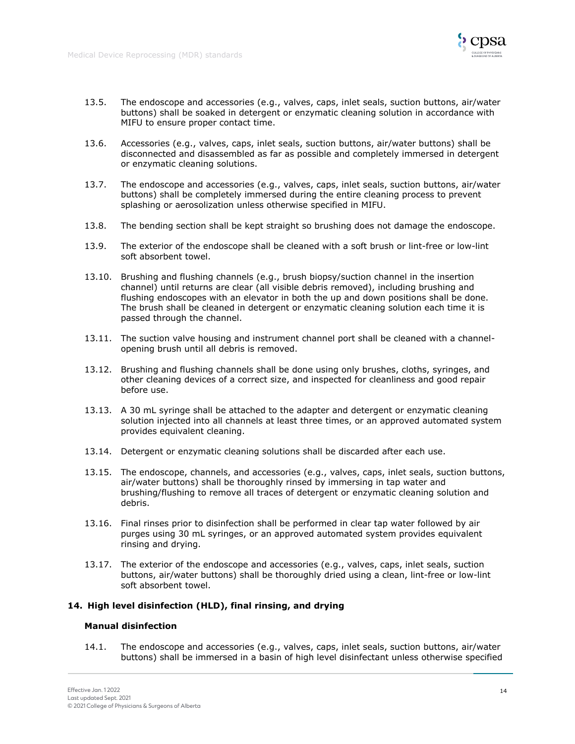13.5. The endoscope and accessories (e.g., valves, caps, inlet seals, suction buttons, air/water buttons) shall be soaked in detergent or enzymatic cleaning solution in accordance with MIFU to ensure proper contact time.

13.6. Accessories (e.g., valves, caps, inlet seals, suction buttons, air/water buttons) shall be disconnected and disassembled as far as possible and completely immersed in detergent or enzymatic cleaning solutions.

13.7. The endoscope and accessories (e.g., valves, caps, inlet seals, suction buttons, air/water buttons) shall be completely immersed during the entire cleaning process to prevent splashing or aerosolization unless otherwise specified in MIFU.

13.8. The bending section shall be kept straight so brushing does not damage the endoscope.

13.9. The exterior of the endoscope shall be cleaned with a soft brush or lint-free or low-lint soft absorbent towel.

13.10. Brushing and flushing channels (e.g., brush biopsy/suction channel in the insertion channel) until returns are clear (all visible debris removed), including brushing and flushing endoscopes with an elevator in both the up and down positions shall be done. The brush shall be cleaned in detergent or enzymatic cleaning solution each time it is passed through the channel.

13.11. The suction valve housing and instrument channel port shall be cleaned with a channel-opening brush until all debris is removed.

13.12. Brushing and flushing channels shall be done using only brushes, cloths, syringes, and other cleaning devices of a correct size, and inspected for cleanliness and good repair before use.

13.13. A 30 mL syringe shall be attached to the adapter and detergent or enzymatic cleaning solution injected into all channels at least three times, or an approved automated system provides equivalent cleaning.

13.14. Detergent or enzymatic cleaning solutions shall be discarded after each use.

13.15. The endoscope, channels, and accessories (e.g., valves, caps, inlet seals, suction buttons, air/water buttons) shall be thoroughly rinsed by immersing in tap water and brushing/flushing to remove all traces of detergent or enzymatic cleaning solution and debris.

13.16. Final rinses prior to disinfection shall be performed in clear tap water followed by air purges using 30 mL syringes, or an approved automated system provides equivalent rinsing and drying.

13.17. The exterior of the endoscope and accessories (e.g., valves, caps, inlet seals, suction buttons, air/water buttons) shall be thoroughly dried using a clean, lint-free or low-lint soft absorbent towel.

## 14. High level disinfection (HLD), final rinsing, and drying

### Manual disinfection

14.1. The endoscope and accessories (e.g., valves, caps, inlet seals, suction buttons, air/water buttons) shall be immersed in a basin of high level disinfectant unless otherwise specified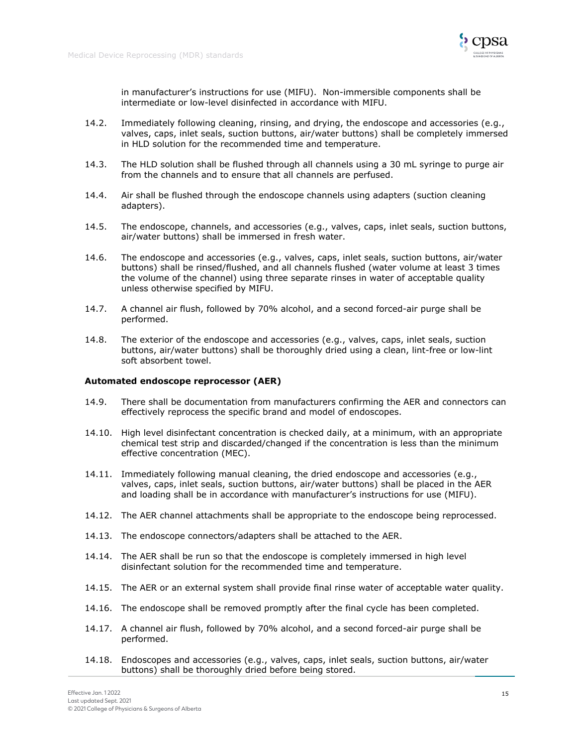in manufacturer's instructions for use (MIFU). Non-immersible components shall be intermediate or low-level disinfected in accordance with MIFU.

14.2. Immediately following cleaning, rinsing, and drying, the endoscope and accessories (e.g., valves, caps, inlet seals, suction buttons, air/water buttons) shall be completely immersed in HLD solution for the recommended time and temperature.

14.3. The HLD solution shall be flushed through all channels using a 30 mL syringe to purge air from the channels and to ensure that all channels are perfused.

14.4. Air shall be flushed through the endoscope channels using adapters (suction cleaning adapters).

14.5. The endoscope, channels, and accessories (e.g., valves, caps, inlet seals, suction buttons, air/water buttons) shall be immersed in fresh water.

14.6. The endoscope and accessories (e.g., valves, caps, inlet seals, suction buttons, air/water buttons) shall be rinsed/flushed, and all channels flushed (water volume at least 3 times the volume of the channel) using three separate rinses in water of acceptable quality unless otherwise specified by MIFU.

14.7. A channel air flush, followed by 70% alcohol, and a second forced-air purge shall be performed.

14.8. The exterior of the endoscope and accessories (e.g., valves, caps, inlet seals, suction buttons, air/water buttons) shall be thoroughly dried using a clean, lint-free or low-lint soft absorbent towel.

**Automated endoscope reprocessor (AER)**

14.9. There shall be documentation from manufacturers confirming the AER and connectors can effectively reprocess the specific brand and model of endoscopes.

14.10. High level disinfectant concentration is checked daily, at a minimum, with an appropriate chemical test strip and discarded/changed if the concentration is less than the minimum effective concentration (MEC).

14.11. Immediately following manual cleaning, the dried endoscope and accessories (e.g., valves, caps, inlet seals, suction buttons, air/water buttons) shall be placed in the AER and loading shall be in accordance with manufacturer's instructions for use (MIFU).

14.12. The AER channel attachments shall be appropriate to the endoscope being reprocessed.

14.13. The endoscope connectors/adapters shall be attached to the AER.

14.14. The AER shall be run so that the endoscope is completely immersed in high level disinfectant solution for the recommended time and temperature.

14.15. The AER or an external system shall provide final rinse water of acceptable water quality.

14.16. The endoscope shall be removed promptly after the final cycle has been completed.

14.17. A channel air flush, followed by 70% alcohol, and a second forced-air purge shall be performed.

14.18. Endoscopes and accessories (e.g., valves, caps, inlet seals, suction buttons, air/water buttons) shall be thoroughly dried before being stored.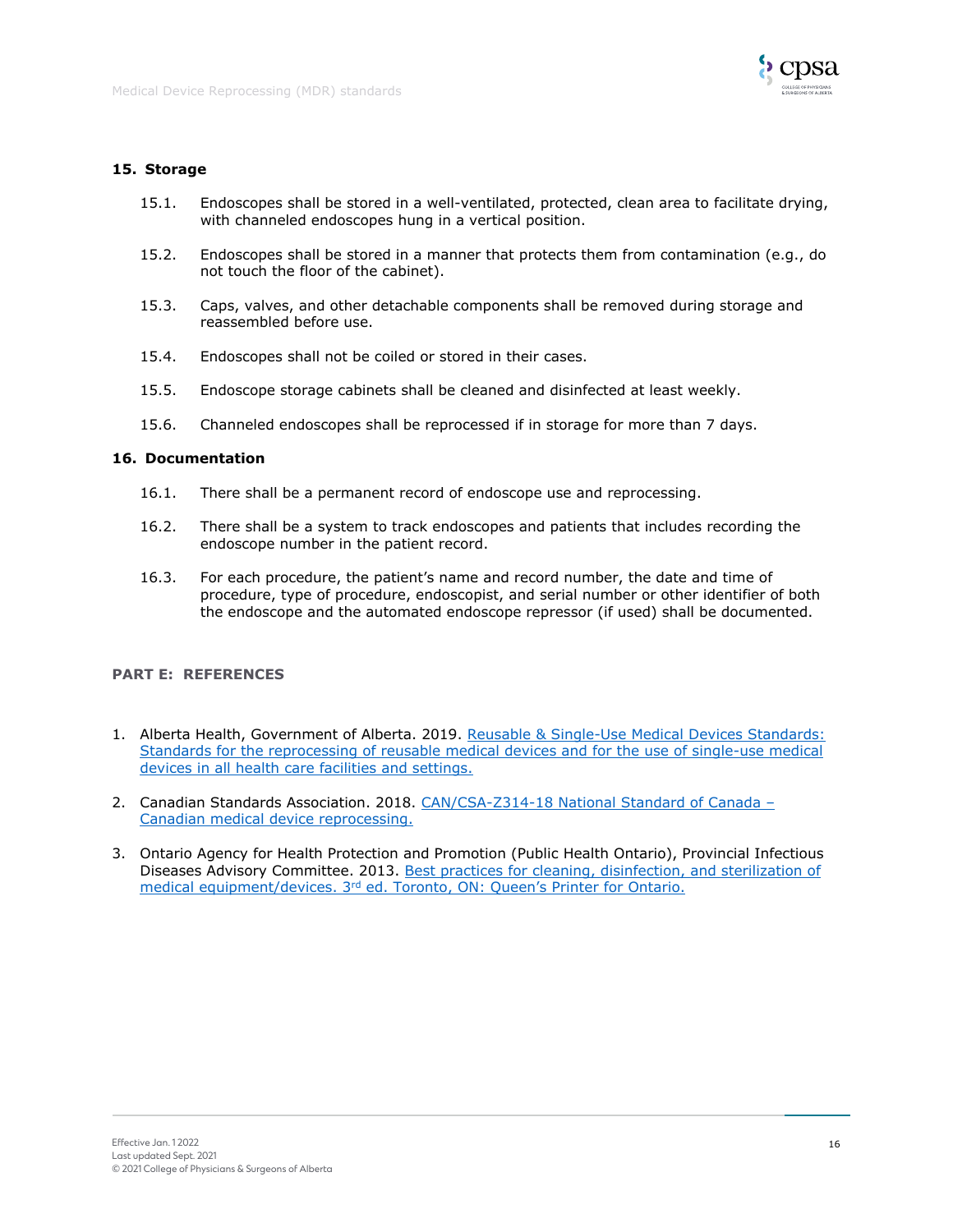## 15. Storage

15.1. Endoscopes shall be stored in a well-ventilated, protected, clean area to facilitate drying, with channeled endoscopes hung in a vertical position.

15.2. Endoscopes shall be stored in a manner that protects them from contamination (e.g., do not touch the floor of the cabinet).

15.3. Caps, valves, and other detachable components shall be removed during storage and reassembled before use.

15.4. Endoscopes shall not be coiled or stored in their cases.

15.5. Endoscope storage cabinets shall be cleaned and disinfected at least weekly.

15.6. Channeled endoscopes shall be reprocessed if in storage for more than 7 days.

## 16. Documentation

16.1. There shall be a permanent record of endoscope use and reprocessing.

16.2. There shall be a system to track endoscopes and patients that includes recording the endoscope number in the patient record.

16.3. For each procedure, the patient's name and record number, the date and time of procedure, type of procedure, endoscopist, and serial number or other identifier of both the endoscope and the automated endoscope repressor (if used) shall be documented.

# PART E: REFERENCES

1. Alberta Health, Government of Alberta. 2019. Reusable & Single-Use Medical Devices Standards: Standards for the reprocessing of reusable medical devices and for the use of single-use medical devices in all health care facilities and settings.

2. Canadian Standards Association. 2018. CAN/CSA-Z314-18 National Standard of Canada – Canadian medical device reprocessing.

3. Ontario Agency for Health Protection and Promotion (Public Health Ontario), Provincial Infectious Diseases Advisory Committee. 2013. Best practices for cleaning, disinfection, and sterilization of medical equipment/devices. 3rd ed. Toronto, ON: Queen's Printer for Ontario.

Effective Jan. 1 2022
Last updated Sept. 2021
© 2021 College of Physicians & Surgeons of Alberta